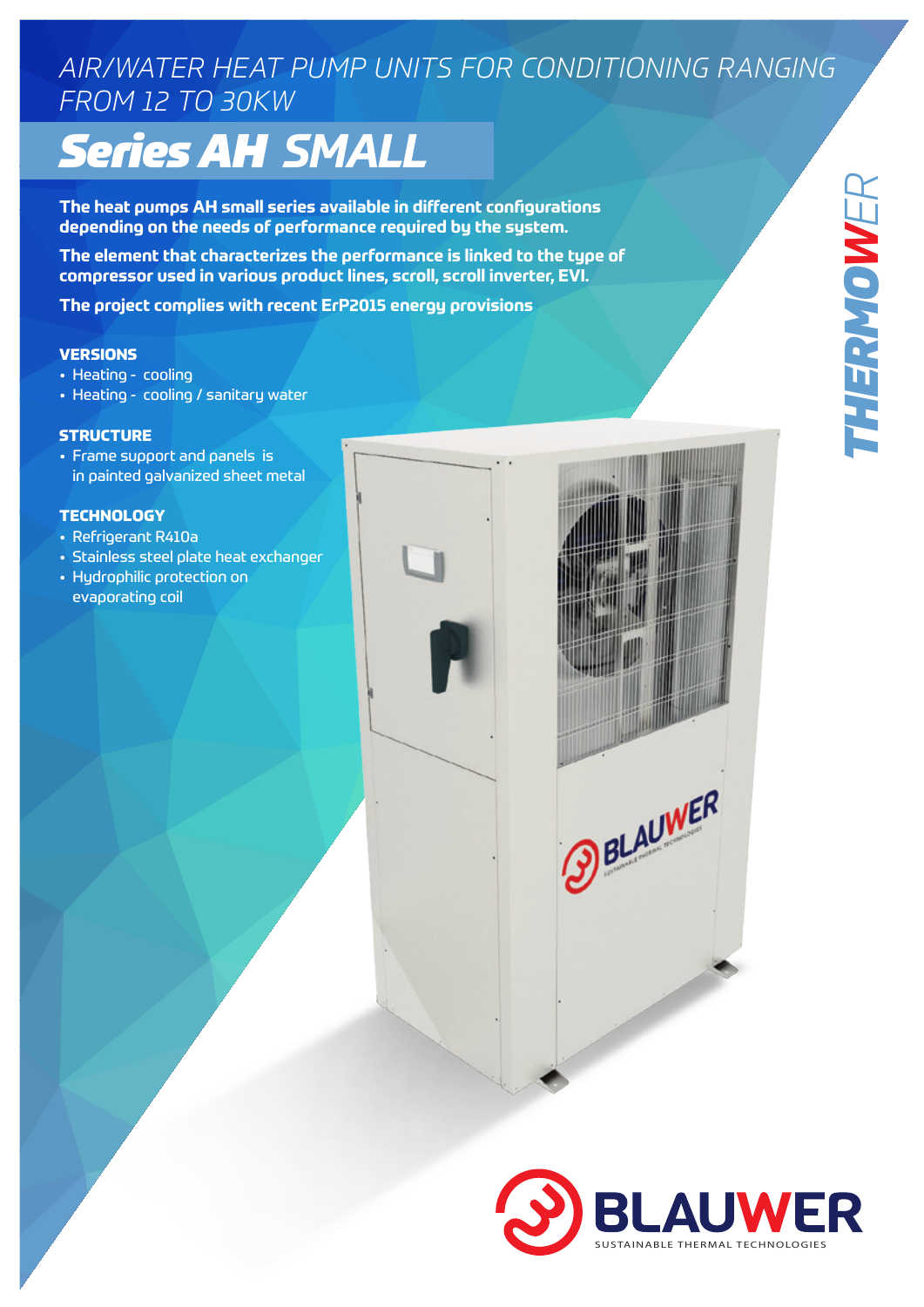AIR/WATER HEAT PUMP UNITS FOR CONDITIONING RANGING FROM 12 TO 30KW

# Series AH SMALL

**The heat pumps AH small series available in different configurations depending on the needs of performance required by the system.**

**The element that characterizes the performance is linked to the type of compressor used in various product lines, scroll, scroll inverter, EVI.**

**The project complies with recent ErP2015 energy provisions**

### VERSIONS

- Heating - cooling
- Heating - cooling / sanitary water

### STRUCTURE

- Frame support and panels is in painted galvanized sheet metal

### TECHNOLOGY

- Refrigerant R410a
- Stainless steel plate heat exchanger
- Hydrophilic protection on evaporating coil

THERMOWER

BLAUWER
SUSTAINABLE THERMAL TECHNOLOGIES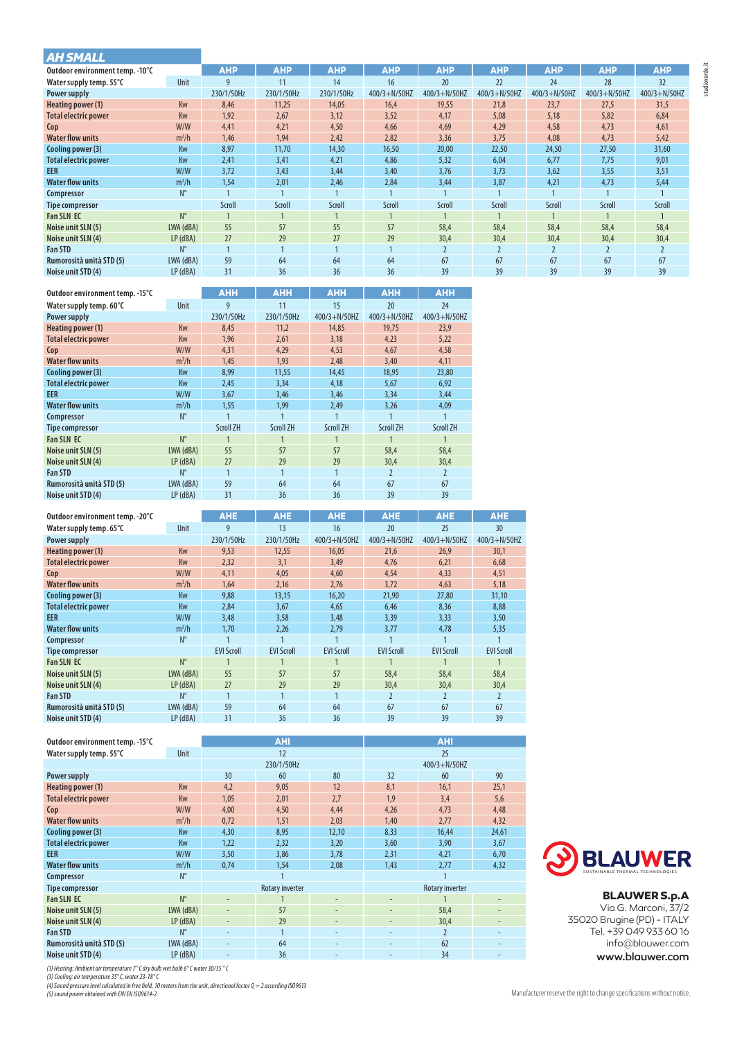## AH SMALL

| Outdoor environment temp. -10°C | | AHP | AHP | AHP | AHP | AHP | AHP | AHP | AHP | AHP |
|---|---|---|---|---|---|---|---|---|---|---|
| Water supply temp. 55°C | Unit | 9 | 11 | 14 | 16 | 20 | 22 | 24 | 28 | 32 |
| Power supply | | 230/1/50Hz | 230/1/50Hz | 230/1/50Hz | 400/3+N/50HZ | 400/3+N/50HZ | 400/3+N/50HZ | 400/3+N/50HZ | 400/3+N/50HZ | 400/3+N/50HZ |
| Heating power (1) | Kw | 8,46 | 11,25 | 14,05 | 16,4 | 19,55 | 21,8 | 23,7 | 27,5 | 31,5 |
| Total electric power | Kw | 1,92 | 2,67 | 3,12 | 3,52 | 4,17 | 5,08 | 5,18 | 5,82 | 6,84 |
| Cop | W/W | 4,41 | 4,21 | 4,50 | 4,66 | 4,69 | 4,29 | 4,58 | 4,73 | 4,61 |
| Water flow units | m³/h | 1,46 | 1,94 | 2,42 | 2,82 | 3,36 | 3,75 | 4,08 | 4,73 | 5,42 |
| Cooling power (3) | Kw | 8,97 | 11,70 | 14,30 | 16,50 | 20,00 | 22,50 | 24,50 | 27,50 | 31,60 |
| Total electric power | Kw | 2,41 | 3,41 | 4,21 | 4,86 | 5,32 | 6,04 | 6,77 | 7,75 | 9,01 |
| EER | W/W | 3,72 | 3,43 | 3,44 | 3,40 | 3,76 | 3,73 | 3,62 | 3,55 | 3,51 |
| Water flow units | m³/h | 1,54 | 2,01 | 2,46 | 2,84 | 3,44 | 3,87 | 4,21 | 4,73 | 5,44 |
| Compressor | N° | 1 | 1 | 1 | 1 | 1 | 1 | 1 | 1 | 1 |
| Tipe compressor | | Scroll | Scroll | Scroll | Scroll | Scroll | Scroll | Scroll | Scroll | Scroll |
| Fan SLN EC | N° | 1 | 1 | 1 | 1 | 1 | 1 | 1 | 1 | 1 |
| Noise unit SLN (5) | LWA (dBA) | 55 | 57 | 55 | 57 | 58,4 | 58,4 | 58,4 | 58,4 | 58,4 |
| Noise unit SLN (4) | LP (dBA) | 27 | 29 | 27 | 29 | 30,4 | 30,4 | 30,4 | 30,4 | 30,4 |
| Fan STD | N° | 1 | 1 | 1 | 1 | 2 | 2 | 2 | 2 | 2 |
| Rumorosità unità STD (5) | LWA (dBA) | 59 | 64 | 64 | 64 | 67 | 67 | 67 | 67 | 67 |
| Noise unit STD (4) | LP (dBA) | 31 | 36 | 36 | 36 | 39 | 39 | 39 | 39 | 39 |

| Outdoor environment temp. -15°C | | AHH | AHH | AHH | AHH | AHH |
|---|---|---|---|---|---|---|
| Water supply temp. 60°C | Unit | 9 | 11 | 15 | 20 | 24 |
| Power supply | | 230/1/50Hz | 230/1/50Hz | 400/3+N/50HZ | 400/3+N/50HZ | 400/3+N/50HZ |
| Heating power (1) | Kw | 8,45 | 11,2 | 14,85 | 19,75 | 23,9 |
| Total electric power | Kw | 1,96 | 2,61 | 3,18 | 4,23 | 5,22 |
| Cop | W/W | 4,31 | 4,29 | 4,53 | 4,67 | 4,58 |
| Water flow units | m³/h | 1,45 | 1,93 | 2,48 | 3,40 | 4,11 |
| Cooling power (3) | Kw | 8,99 | 11,55 | 14,45 | 18,95 | 23,80 |
| Total electric power | Kw | 2,45 | 3,34 | 4,18 | 5,67 | 6,92 |
| EER | W/W | 3,67 | 3,46 | 3,46 | 3,34 | 3,44 |
| Water flow units | m³/h | 1,55 | 1,99 | 2,49 | 3,26 | 4,09 |
| Compressor | N° | 1 | 1 | 1 | 1 | 1 |
| Tipe compressor | | Scroll ZH | Scroll ZH | Scroll ZH | Scroll ZH | Scroll ZH |
| Fan SLN EC | N° | 1 | 1 | 1 | 1 | 1 |
| Noise unit SLN (5) | LWA (dBA) | 55 | 57 | 57 | 58,4 | 58,4 |
| Noise unit SLN (4) | LP (dBA) | 27 | 29 | 29 | 30,4 | 30,4 |
| Fan STD | N° | 1 | 1 | 1 | 2 | 2 |
| Rumorosità unità STD (5) | LWA (dBA) | 59 | 64 | 64 | 67 | 67 |
| Noise unit STD (4) | LP (dBA) | 31 | 36 | 36 | 39 | 39 |

| Outdoor environment temp. -20°C | | AHE | AHE | AHE | AHE | AHE | AHE |
|---|---|---|---|---|---|---|---|
| Water supply temp. 65°C | Unit | 9 | 13 | 16 | 20 | 25 | 30 |
| Power supply | | 230/1/50Hz | 230/1/50Hz | 400/3+N/50HZ | 400/3+N/50HZ | 400/3+N/50HZ | 400/3+N/50HZ |
| Heating power (1) | Kw | 9,53 | 12,55 | 16,05 | 21,6 | 26,9 | 30,1 |
| Total electric power | Kw | 2,32 | 3,1 | 3,49 | 4,76 | 6,21 | 6,68 |
| Cop | W/W | 4,11 | 4,05 | 4,60 | 4,54 | 4,33 | 4,51 |
| Water flow units | m³/h | 1,64 | 2,16 | 2,76 | 3,72 | 4,63 | 5,18 |
| Cooling power (3) | Kw | 9,88 | 13,15 | 16,20 | 21,90 | 27,80 | 31,10 |
| Total electric power | Kw | 2,84 | 3,67 | 4,65 | 6,46 | 8,36 | 8,88 |
| EER | W/W | 3,48 | 3,58 | 3,48 | 3,39 | 3,33 | 3,50 |
| Water flow units | m³/h | 1,70 | 2,26 | 2,79 | 3,77 | 4,78 | 5,35 |
| Compressor | N° | 1 | 1 | 1 | 1 | 1 | 1 |
| Tipe compressor | | EVI Scroll | EVI Scroll | EVI Scroll | EVI Scroll | EVI Scroll | EVI Scroll |
| Fan SLN EC | N° | 1 | 1 | 1 | 1 | 1 | 1 |
| Noise unit SLN (5) | LWA (dBA) | 55 | 57 | 57 | 58,4 | 58,4 | 58,4 |
| Noise unit SLN (4) | LP (dBA) | 27 | 29 | 29 | 30,4 | 30,4 | 30,4 |
| Fan STD | N° | 1 | 1 | 1 | 2 | 2 | 2 |
| Rumorosità unità STD (5) | LWA (dBA) | 59 | 64 | 64 | 67 | 67 | 67 |
| Noise unit STD (4) | LP (dBA) | 31 | 36 | 36 | 39 | 39 | 39 |

| Outdoor environment temp. -15°C | | AHI | | | AHI | | |
|---|---|---|---|---|---|---|---|
| Water supply temp. 55°C | Unit | 12 | | | 25 | | |
| | | 230/1/50Hz | | | 400/3+N/50HZ | | |
| Power supply | | 30 | 60 | 80 | 32 | 60 | 90 |
| Heating power (1) | Kw | 4,2 | 9,05 | 12 | 8,1 | 16,1 | 25,1 |
| Total electric power | Kw | 1,05 | 2,01 | 2,7 | 1,9 | 3,4 | 5,6 |
| Cop | W/W | 4,00 | 4,50 | 4,44 | 4,26 | 4,73 | 4,48 |
| Water flow units | m³/h | 0,72 | 1,51 | 2,03 | 1,40 | 2,77 | 4,32 |
| Cooling power (3) | Kw | 4,30 | 8,95 | 12,10 | 8,33 | 16,44 | 24,61 |
| Total electric power | Kw | 1,22 | 2,32 | 3,20 | 3,60 | 3,90 | 3,67 |
| EER | W/W | 3,50 | 3,86 | 3,78 | 2,31 | 4,21 | 6,70 |
| Water flow units | m³/h | 0,74 | 1,54 | 2,08 | 1,43 | 2,77 | 4,32 |
| Compressor | N° | | 1 | | | 1 | |
| Tipe compressor | | | Rotary inverter | | | Rotary inverter | |
| Fan SLN EC | N° | - | 1 | - | - | 1 | - |
| Noise unit SLN (5) | LWA (dBA) | - | 57 | - | - | 58,4 | - |
| Noise unit SLN (4) | LP (dBA) | - | 29 | - | - | 30,4 | - |
| Fan STD | N° | - | 1 | - | - | 2 | - |
| Rumorosità unità STD (5) | LWA (dBA) | - | 64 | - | - | 62 | - |
| Noise unit STD (4) | LP (dBA) | - | 36 | - | - | 34 | - |

*(1) Heating: Ambient air temperature 7°C dry bulb wet bulb 6°C water 30/35 °C*
*(3) Cooling: air temperature 35°C, water 23-18°C*
*(4) Sound pressure level calculated in free field, 10 meters from the unit, directional factor Q = 2 according ISO9613*
*(5) sound power obtained with ENI EN ISO9614-2*

BLAUWER
SUSTAINABLE THERMAL TECHNOLOGIES

**BLAUWER S.p.A**
Via G. Marconi, 37/2
35020 Brugine (PD) - ITALY
Tel. +39 049 933 60 16
info@blauwer.com
**www.blauwer.com**

Manufacturer reserve the right to change specifications without notice.